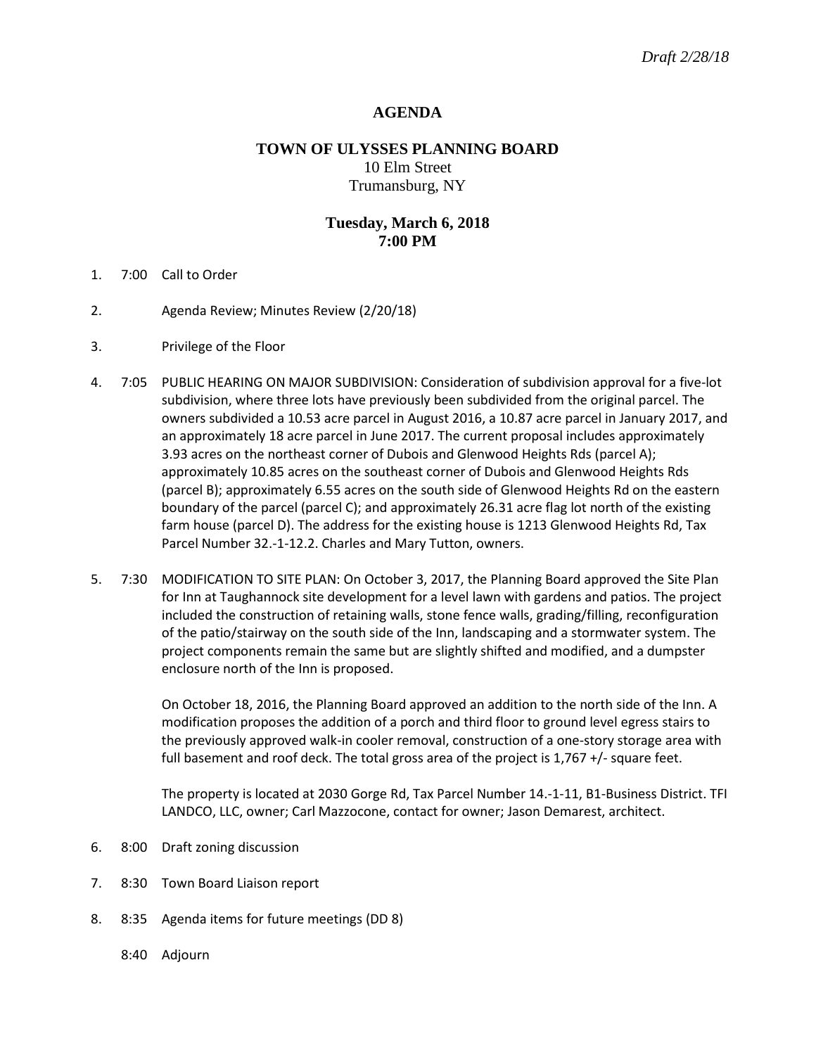*Draft 2/28/18*

# AGENDA

## TOWN OF ULYSSES PLANNING BOARD

10 Elm Street
Trumansburg, NY

### Tuesday, March 6, 2018
### 7:00 PM

1. 7:00 Call to Order

2. Agenda Review; Minutes Review (2/20/18)

3. Privilege of the Floor

4. 7:05 PUBLIC HEARING ON MAJOR SUBDIVISION: Consideration of subdivision approval for a five-lot subdivision, where three lots have previously been subdivided from the original parcel. The owners subdivided a 10.53 acre parcel in August 2016, a 10.87 acre parcel in January 2017, and an approximately 18 acre parcel in June 2017. The current proposal includes approximately 3.93 acres on the northeast corner of Dubois and Glenwood Heights Rds (parcel A); approximately 10.85 acres on the southeast corner of Dubois and Glenwood Heights Rds (parcel B); approximately 6.55 acres on the south side of Glenwood Heights Rd on the eastern boundary of the parcel (parcel C); and approximately 26.31 acre flag lot north of the existing farm house (parcel D). The address for the existing house is 1213 Glenwood Heights Rd, Tax Parcel Number 32.-1-12.2. Charles and Mary Tutton, owners.

5. 7:30 MODIFICATION TO SITE PLAN: On October 3, 2017, the Planning Board approved the Site Plan for Inn at Taughannock site development for a level lawn with gardens and patios. The project included the construction of retaining walls, stone fence walls, grading/filling, reconfiguration of the patio/stairway on the south side of the Inn, landscaping and a stormwater system. The project components remain the same but are slightly shifted and modified, and a dumpster enclosure north of the Inn is proposed.

   On October 18, 2016, the Planning Board approved an addition to the north side of the Inn. A modification proposes the addition of a porch and third floor to ground level egress stairs to the previously approved walk-in cooler removal, construction of a one-story storage area with full basement and roof deck. The total gross area of the project is 1,767 +/- square feet.

   The property is located at 2030 Gorge Rd, Tax Parcel Number 14.-1-11, B1-Business District. TFI LANDCO, LLC, owner; Carl Mazzocone, contact for owner; Jason Demarest, architect.

6. 8:00 Draft zoning discussion

7. 8:30 Town Board Liaison report

8. 8:35 Agenda items for future meetings (DD 8)

   8:40 Adjourn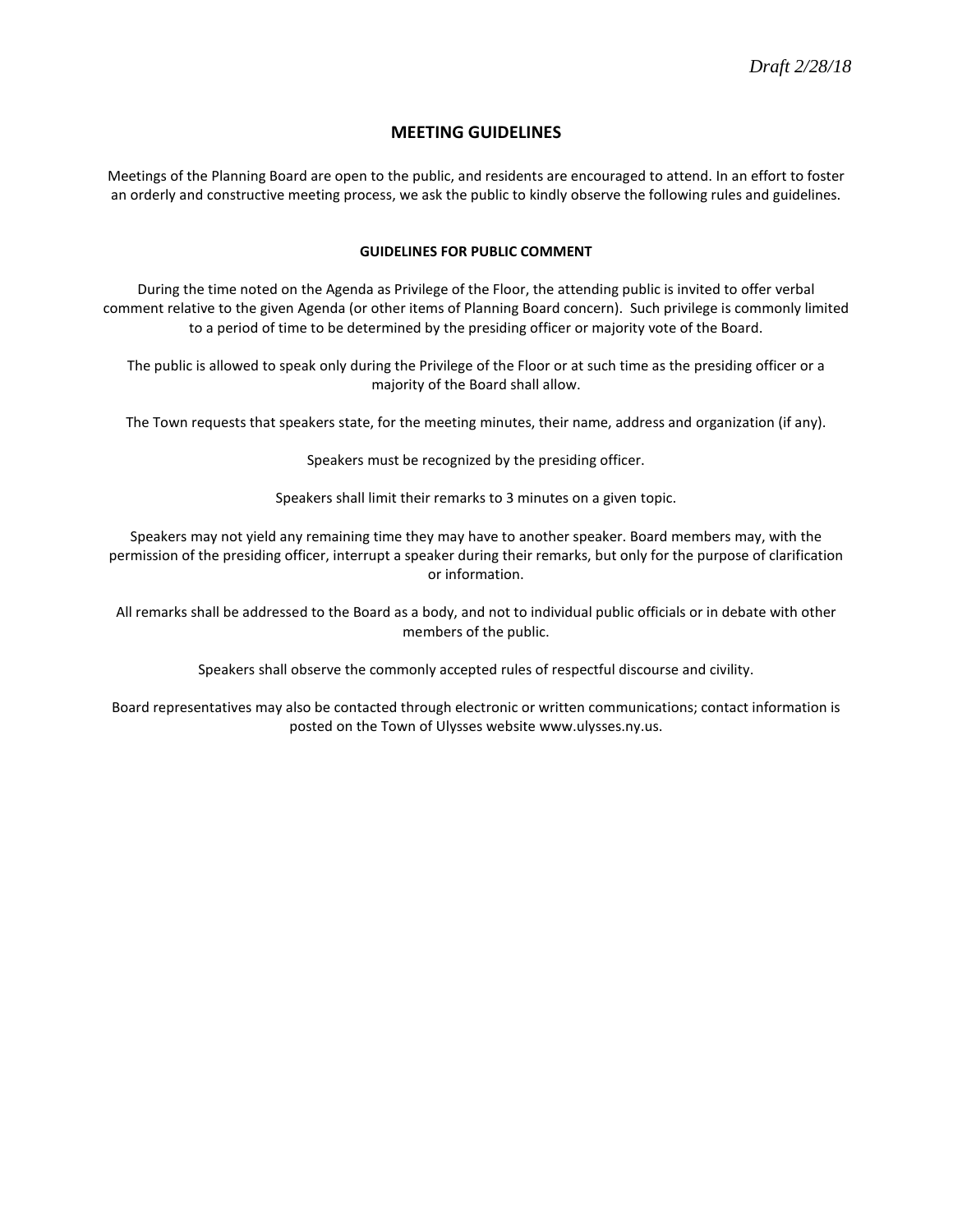*Draft 2/28/18*

# MEETING GUIDELINES

Meetings of the Planning Board are open to the public, and residents are encouraged to attend. In an effort to foster an orderly and constructive meeting process, we ask the public to kindly observe the following rules and guidelines.

## GUIDELINES FOR PUBLIC COMMENT

During the time noted on the Agenda as Privilege of the Floor, the attending public is invited to offer verbal comment relative to the given Agenda (or other items of Planning Board concern). Such privilege is commonly limited to a period of time to be determined by the presiding officer or majority vote of the Board.

The public is allowed to speak only during the Privilege of the Floor or at such time as the presiding officer or a majority of the Board shall allow.

The Town requests that speakers state, for the meeting minutes, their name, address and organization (if any).

Speakers must be recognized by the presiding officer.

Speakers shall limit their remarks to 3 minutes on a given topic.

Speakers may not yield any remaining time they may have to another speaker. Board members may, with the permission of the presiding officer, interrupt a speaker during their remarks, but only for the purpose of clarification or information.

All remarks shall be addressed to the Board as a body, and not to individual public officials or in debate with other members of the public.

Speakers shall observe the commonly accepted rules of respectful discourse and civility.

Board representatives may also be contacted through electronic or written communications; contact information is posted on the Town of Ulysses website www.ulysses.ny.us.